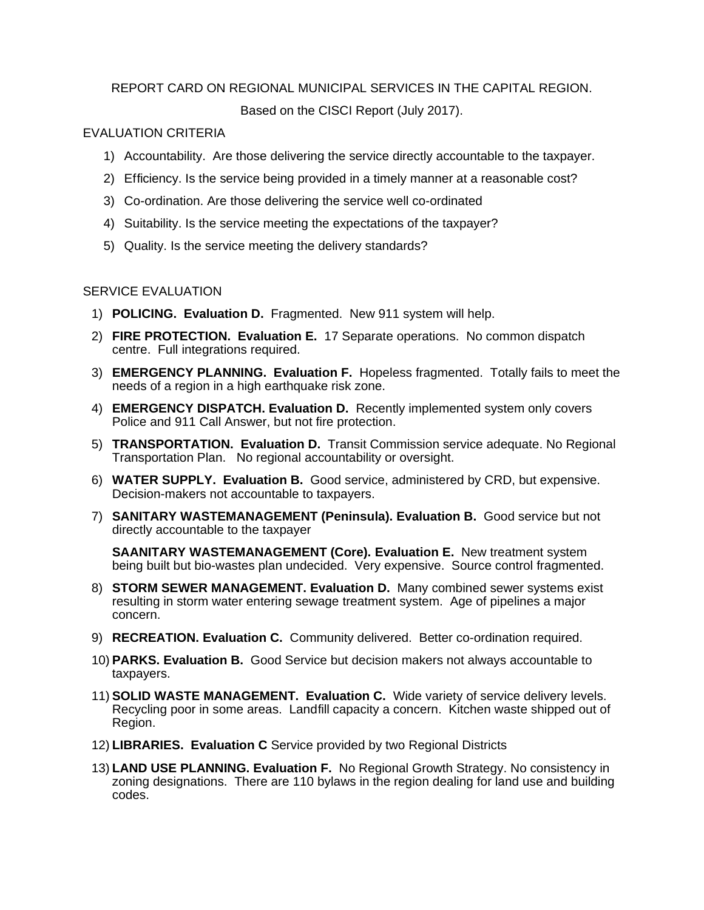REPORT CARD ON REGIONAL MUNICIPAL SERVICES IN THE CAPITAL REGION.

Based on the CISCI Report (July 2017).

EVALUATION CRITERIA

1) Accountability. Are those delivering the service directly accountable to the taxpayer.
2) Efficiency. Is the service being provided in a timely manner at a reasonable cost?
3) Co-ordination. Are those delivering the service well co-ordinated
4) Suitability. Is the service meeting the expectations of the taxpayer?
5) Quality. Is the service meeting the delivery standards?

SERVICE EVALUATION

1) **POLICING. Evaluation D.** Fragmented. New 911 system will help.
2) **FIRE PROTECTION. Evaluation E.** 17 Separate operations. No common dispatch centre. Full integrations required.
3) **EMERGENCY PLANNING. Evaluation F.** Hopeless fragmented. Totally fails to meet the needs of a region in a high earthquake risk zone.
4) **EMERGENCY DISPATCH. Evaluation D.** Recently implemented system only covers Police and 911 Call Answer, but not fire protection.
5) **TRANSPORTATION. Evaluation D.** Transit Commission service adequate. No Regional Transportation Plan. No regional accountability or oversight.
6) **WATER SUPPLY. Evaluation B.** Good service, administered by CRD, but expensive. Decision-makers not accountable to taxpayers.
7) **SANITARY WASTEMANAGEMENT (Peninsula). Evaluation B.** Good service but not directly accountable to the taxpayer

   **SAANITARY WASTEMANAGEMENT (Core). Evaluation E.** New treatment system being built but bio-wastes plan undecided. Very expensive. Source control fragmented.
8) **STORM SEWER MANAGEMENT. Evaluation D.** Many combined sewer systems exist resulting in storm water entering sewage treatment system. Age of pipelines a major concern.
9) **RECREATION. Evaluation C.** Community delivered. Better co-ordination required.
10) **PARKS. Evaluation B.** Good Service but decision makers not always accountable to taxpayers.
11) **SOLID WASTE MANAGEMENT. Evaluation C.** Wide variety of service delivery levels. Recycling poor in some areas. Landfill capacity a concern. Kitchen waste shipped out of Region.
12) **LIBRARIES. Evaluation C** Service provided by two Regional Districts
13) **LAND USE PLANNING. Evaluation F.** No Regional Growth Strategy. No consistency in zoning designations. There are 110 bylaws in the region dealing for land use and building codes.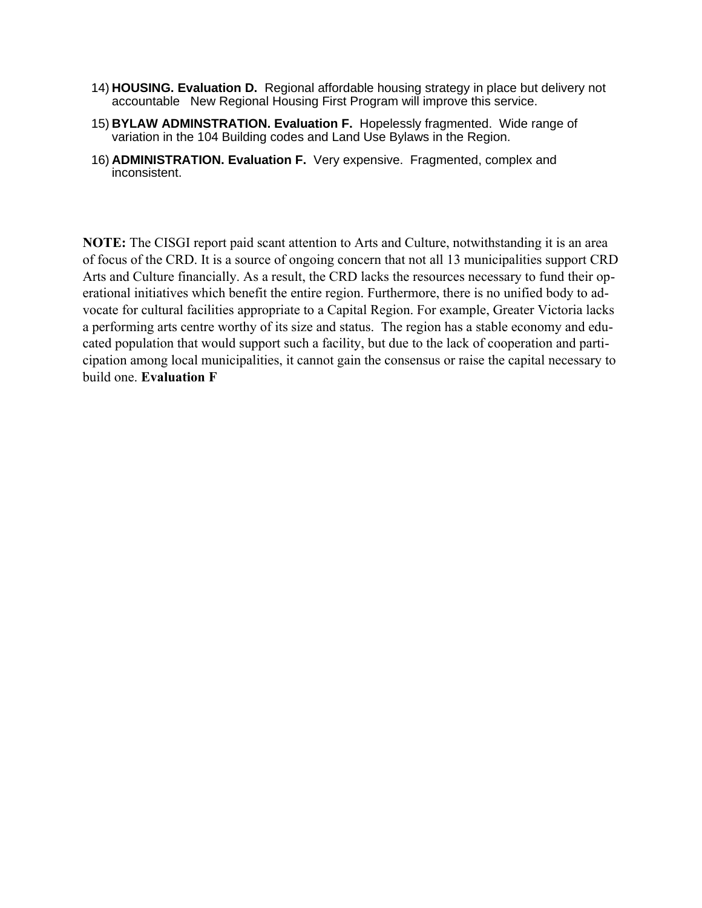14) **HOUSING. Evaluation D.** Regional affordable housing strategy in place but delivery not accountable New Regional Housing First Program will improve this service.

15) **BYLAW ADMINSTRATION. Evaluation F.** Hopelessly fragmented. Wide range of variation in the 104 Building codes and Land Use Bylaws in the Region.

16) **ADMINISTRATION. Evaluation F.** Very expensive. Fragmented, complex and inconsistent.

**NOTE:** The CISGI report paid scant attention to Arts and Culture, notwithstanding it is an area of focus of the CRD. It is a source of ongoing concern that not all 13 municipalities support CRD Arts and Culture financially. As a result, the CRD lacks the resources necessary to fund their operational initiatives which benefit the entire region. Furthermore, there is no unified body to advocate for cultural facilities appropriate to a Capital Region. For example, Greater Victoria lacks a performing arts centre worthy of its size and status. The region has a stable economy and educated population that would support such a facility, but due to the lack of cooperation and participation among local municipalities, it cannot gain the consensus or raise the capital necessary to build one. **Evaluation F**